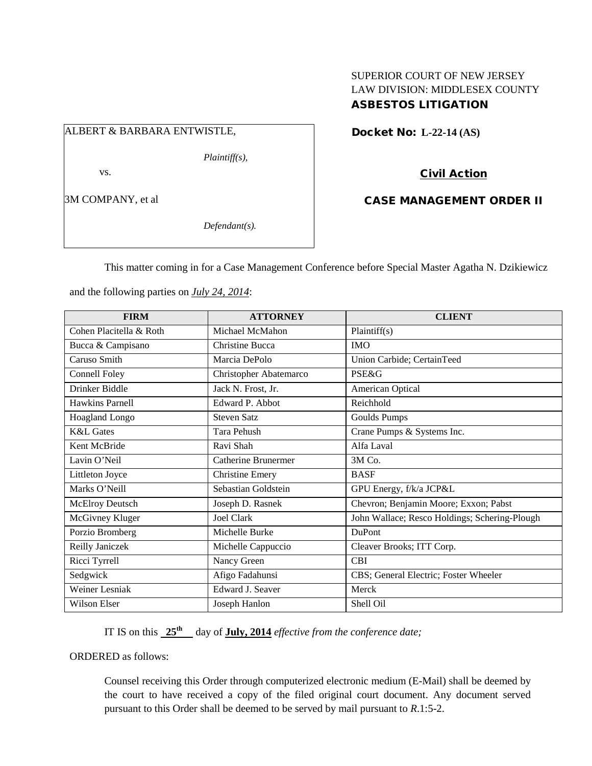SUPERIOR COURT OF NEW JERSEY
LAW DIVISION: MIDDLESEX COUNTY
**ASBESTOS LITIGATION**

ALBERT & BARBARA ENTWISTLE,

*Plaintiff(s),*

vs.

3M COMPANY, et al

*Defendant(s).*

**Docket No: L-22-14 (AS)**

**Civil Action**

**CASE MANAGEMENT ORDER II**

This matter coming in for a Case Management Conference before Special Master Agatha N. Dzikiewicz and the following parties on *July 24, 2014*:

| FIRM | ATTORNEY | CLIENT |
|---|---|---|
| Cohen Placitella & Roth | Michael McMahon | Plaintiff(s) |
| Bucca & Campisano | Christine Bucca | IMO |
| Caruso Smith | Marcia DePolo | Union Carbide; CertainTeed |
| Connell Foley | Christopher Abatemarco | PSE&G |
| Drinker Biddle | Jack N. Frost, Jr. | American Optical |
| Hawkins Parnell | Edward P. Abbot | Reichhold |
| Hoagland Longo | Steven Satz | Goulds Pumps |
| K&L Gates | Tara Pehush | Crane Pumps & Systems Inc. |
| Kent McBride | Ravi Shah | Alfa Laval |
| Lavin O'Neil | Catherine Brunermer | 3M Co. |
| Littleton Joyce | Christine Emery | BASF |
| Marks O'Neill | Sebastian Goldstein | GPU Energy, f/k/a JCP&L |
| McElroy Deutsch | Joseph D. Rasnek | Chevron; Benjamin Moore; Exxon; Pabst |
| McGivney Kluger | Joel Clark | John Wallace; Resco Holdings; Schering-Plough |
| Porzio Bromberg | Michelle Burke | DuPont |
| Reilly Janiczek | Michelle Cappuccio | Cleaver Brooks; ITT Corp. |
| Ricci Tyrrell | Nancy Green | CBI |
| Sedgwick | Afigo Fadahunsi | CBS; General Electric; Foster Wheeler |
| Weiner Lesniak | Edward J. Seaver | Merck |
| Wilson Elser | Joseph Hanlon | Shell Oil |

IT IS on this **25th** day of **July, 2014** *effective from the conference date;*

ORDERED as follows:

Counsel receiving this Order through computerized electronic medium (E-Mail) shall be deemed by the court to have received a copy of the filed original court document. Any document served pursuant to this Order shall be deemed to be served by mail pursuant to *R*.1:5-2.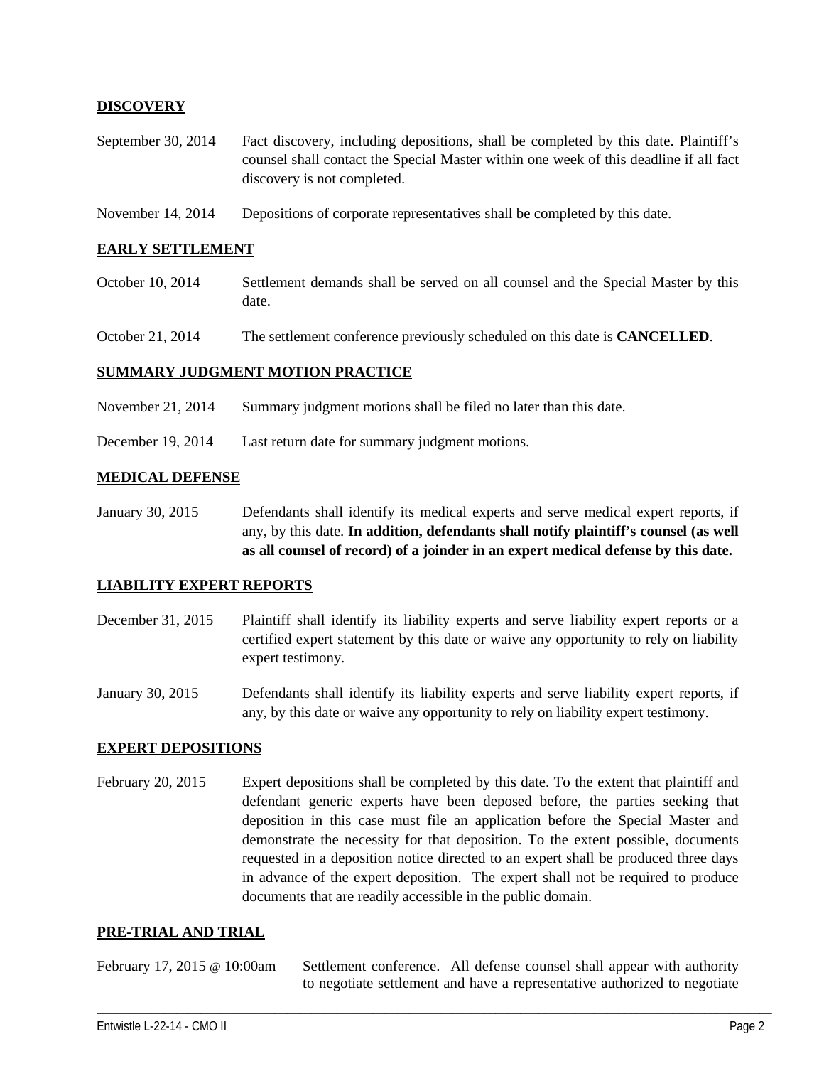**DISCOVERY**

| | |
|---|---|
| September 30, 2014 | Fact discovery, including depositions, shall be completed by this date. Plaintiff's counsel shall contact the Special Master within one week of this deadline if all fact discovery is not completed. |
| November 14, 2014 | Depositions of corporate representatives shall be completed by this date. |

**EARLY SETTLEMENT**

| | |
|---|---|
| October 10, 2014 | Settlement demands shall be served on all counsel and the Special Master by this date. |
| October 21, 2014 | The settlement conference previously scheduled on this date is **CANCELLED**. |

**SUMMARY JUDGMENT MOTION PRACTICE**

| | |
|---|---|
| November 21, 2014 | Summary judgment motions shall be filed no later than this date. |
| December 19, 2014 | Last return date for summary judgment motions. |

**MEDICAL DEFENSE**

| | |
|---|---|
| January 30, 2015 | Defendants shall identify its medical experts and serve medical expert reports, if any, by this date. **In addition, defendants shall notify plaintiff's counsel (as well as all counsel of record) of a joinder in an expert medical defense by this date.** |

**LIABILITY EXPERT REPORTS**

| | |
|---|---|
| December 31, 2015 | Plaintiff shall identify its liability experts and serve liability expert reports or a certified expert statement by this date or waive any opportunity to rely on liability expert testimony. |
| January 30, 2015 | Defendants shall identify its liability experts and serve liability expert reports, if any, by this date or waive any opportunity to rely on liability expert testimony. |

**EXPERT DEPOSITIONS**

| | |
|---|---|
| February 20, 2015 | Expert depositions shall be completed by this date. To the extent that plaintiff and defendant generic experts have been deposed before, the parties seeking that deposition in this case must file an application before the Special Master and demonstrate the necessity for that deposition. To the extent possible, documents requested in a deposition notice directed to an expert shall be produced three days in advance of the expert deposition. The expert shall not be required to produce documents that are readily accessible in the public domain. |

**PRE-TRIAL AND TRIAL**

| | |
|---|---|
| February 17, 2015 @ 10:00am | Settlement conference. All defense counsel shall appear with authority to negotiate settlement and have a representative authorized to negotiate |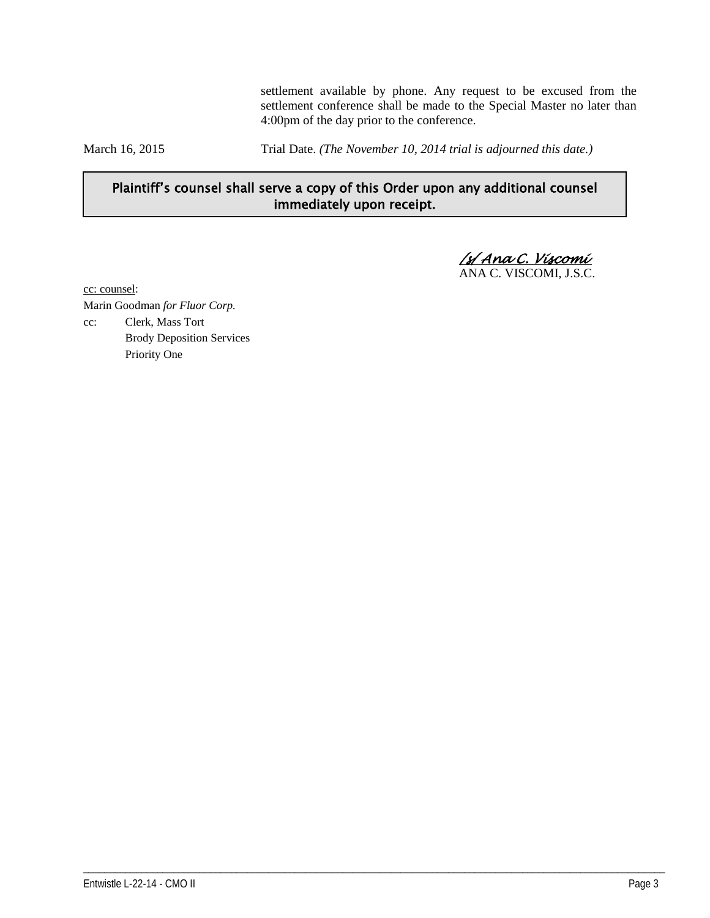settlement available by phone. Any request to be excused from the settlement conference shall be made to the Special Master no later than 4:00pm of the day prior to the conference.

| | |
|---|---|
| March 16, 2015 | Trial Date. *(The November 10, 2014 trial is adjourned this date.)* |

**Plaintiff's counsel shall serve a copy of this Order upon any additional counsel immediately upon receipt.**

*/s/ Ana C. Viscomi*
ANA C. VISCOMI, J.S.C.

cc: counsel:
Marin Goodman *for Fluor Corp.*

cc: Clerk, Mass Tort
Brody Deposition Services
Priority One